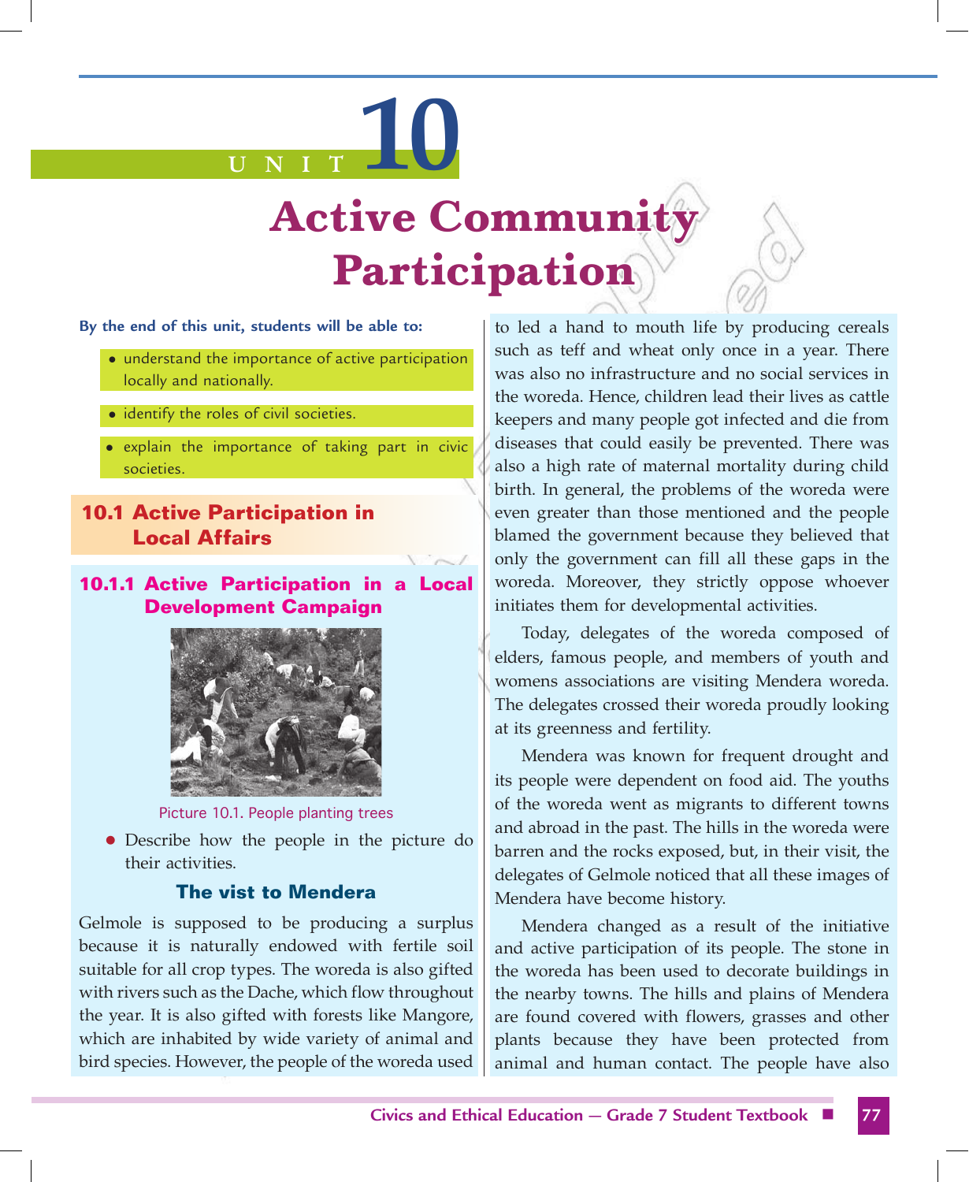# UNIT 10

# Active Community Participation

**By the end of this unit, students will be able to:**

- understand the importance of active participation locally and nationally.
- identify the roles of civil societies.
- explain the importance of taking part in civic societies.

## 10.1 Active Participation in Local Affairs

### 10.1.1 Active Participation in a Local Development Campaign

Picture 10.1. People planting trees

- Describe how the people in the picture do their activities.

#### The vist to Mendera

Gelmole is supposed to be producing a surplus because it is naturally endowed with fertile soil suitable for all crop types. The woreda is also gifted with rivers such as the Dache, which flow throughout the year. It is also gifted with forests like Mangore, which are inhabited by wide variety of animal and bird species. However, the people of the woreda used to led a hand to mouth life by producing cereals such as teff and wheat only once in a year. There was also no infrastructure and no social services in the woreda. Hence, children lead their lives as cattle keepers and many people got infected and die from diseases that could easily be prevented. There was also a high rate of maternal mortality during child birth. In general, the problems of the woreda were even greater than those mentioned and the people blamed the government because they believed that only the government can fill all these gaps in the woreda. Moreover, they strictly oppose whoever initiates them for developmental activities.

Today, delegates of the woreda composed of elders, famous people, and members of youth and womens associations are visiting Mendera woreda. The delegates crossed their woreda proudly looking at its greenness and fertility.

Mendera was known for frequent drought and its people were dependent on food aid. The youths of the woreda went as migrants to different towns and abroad in the past. The hills in the woreda were barren and the rocks exposed, but, in their visit, the delegates of Gelmole noticed that all these images of Mendera have become history.

Mendera changed as a result of the initiative and active participation of its people. The stone in the woreda has been used to decorate buildings in the nearby towns. The hills and plains of Mendera are found covered with flowers, grasses and other plants because they have been protected from animal and human contact. The people have also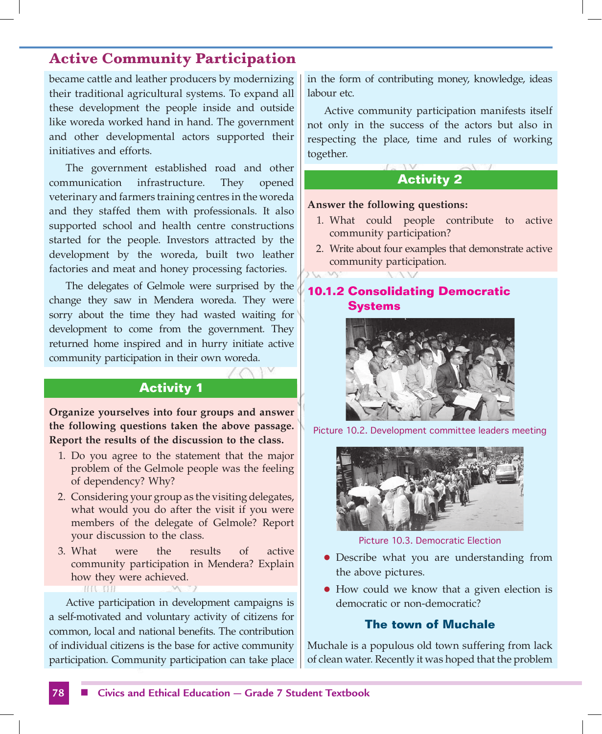became cattle and leather producers by modernizing their traditional agricultural systems. To expand all these development the people inside and outside like woreda worked hand in hand. The government and other developmental actors supported their initiatives and efforts.

The government established road and other communication infrastructure. They opened veterinary and farmers training centres in the woreda and they staffed them with professionals. It also supported school and health centre constructions started for the people. Investors attracted by the development by the woreda, built two leather factories and meat and honey processing factories.

The delegates of Gelmole were surprised by the change they saw in Mendera woreda. They were sorry about the time they had wasted waiting for development to come from the government. They returned home inspired and in hurry initiate active community participation in their own woreda.

## Activity 1

**Organize yourselves into four groups and answer the following questions taken the above passage. Report the results of the discussion to the class.**

1. Do you agree to the statement that the major problem of the Gelmole people was the feeling of dependency? Why?
2. Considering your group as the visiting delegates, what would you do after the visit if you were members of the delegate of Gelmole? Report your discussion to the class.
3. What were the results of active community participation in Mendera? Explain how they were achieved.

Active participation in development campaigns is a self-motivated and voluntary activity of citizens for common, local and national benefits. The contribution of individual citizens is the base for active community participation. Community participation can take place in the form of contributing money, knowledge, ideas labour etc.

Active community participation manifests itself not only in the success of the actors but also in respecting the place, time and rules of working together.

## Activity 2

**Answer the following questions:**

1. What could people contribute to active community participation?
2. Write about four examples that demonstrate active community participation.

## 10.1.2 Consolidating Democratic Systems

Picture 10.2. Development committee leaders meeting

Picture 10.3. Democratic Election

- Describe what you are understanding from the above pictures.
- How could we know that a given election is democratic or non-democratic?

### The town of Muchale

Muchale is a populous old town suffering from lack of clean water. Recently it was hoped that the problem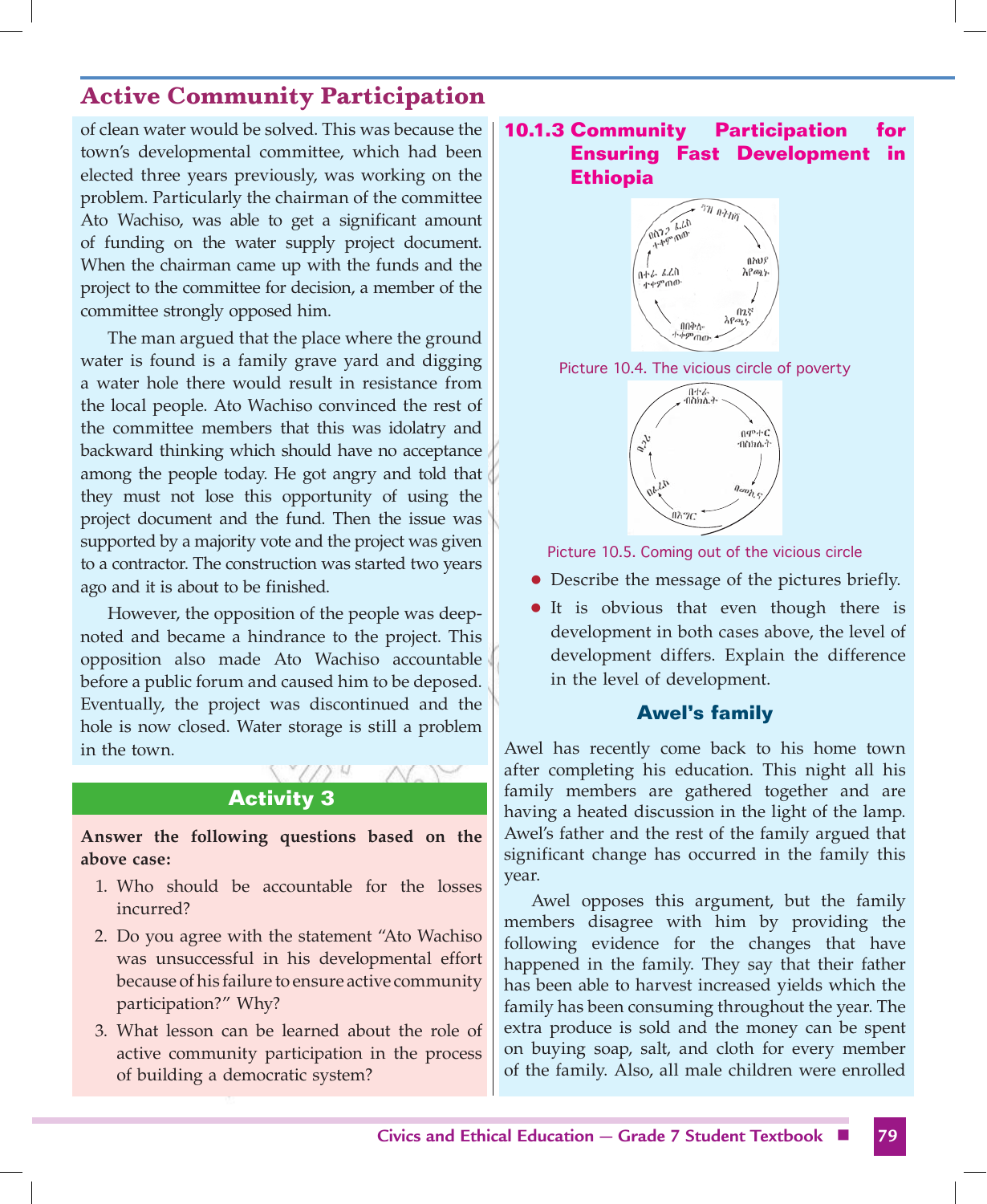of clean water would be solved. This was because the town's developmental committee, which had been elected three years previously, was working on the problem. Particularly the chairman of the committee Ato Wachiso, was able to get a significant amount of funding on the water supply project document. When the chairman came up with the funds and the project to the committee for decision, a member of the committee strongly opposed him.

The man argued that the place where the ground water is found is a family grave yard and digging a water hole there would result in resistance from the local people. Ato Wachiso convinced the rest of the committee members that this was idolatry and backward thinking which should have no acceptance among the people today. He got angry and told that they must not lose this opportunity of using the project document and the fund. Then the issue was supported by a majority vote and the project was given to a contractor. The construction was started two years ago and it is about to be finished.

However, the opposition of the people was deep-noted and became a hindrance to the project. This opposition also made Ato Wachiso accountable before a public forum and caused him to be deposed. Eventually, the project was discontinued and the hole is now closed. Water storage is still a problem in the town.

## Activity 3

**Answer the following questions based on the above case:**

1. Who should be accountable for the losses incurred?
2. Do you agree with the statement "Ato Wachiso was unsuccessful in his developmental effort because of his failure to ensure active community participation?" Why?
3. What lesson can be learned about the role of active community participation in the process of building a democratic system?

### 10.1.3 Community Participation for Ensuring Fast Development in Ethiopia

Picture 10.4. The vicious circle of poverty

Picture 10.5. Coming out of the vicious circle

- Describe the message of the pictures briefly.
- It is obvious that even though there is development in both cases above, the level of development differs. Explain the difference in the level of development.

#### Awel's family

Awel has recently come back to his home town after completing his education. This night all his family members are gathered together and are having a heated discussion in the light of the lamp. Awel's father and the rest of the family argued that significant change has occurred in the family this year.

Awel opposes this argument, but the family members disagree with him by providing the following evidence for the changes that have happened in the family. They say that their father has been able to harvest increased yields which the family has been consuming throughout the year. The extra produce is sold and the money can be spent on buying soap, salt, and cloth for every member of the family. Also, all male children were enrolled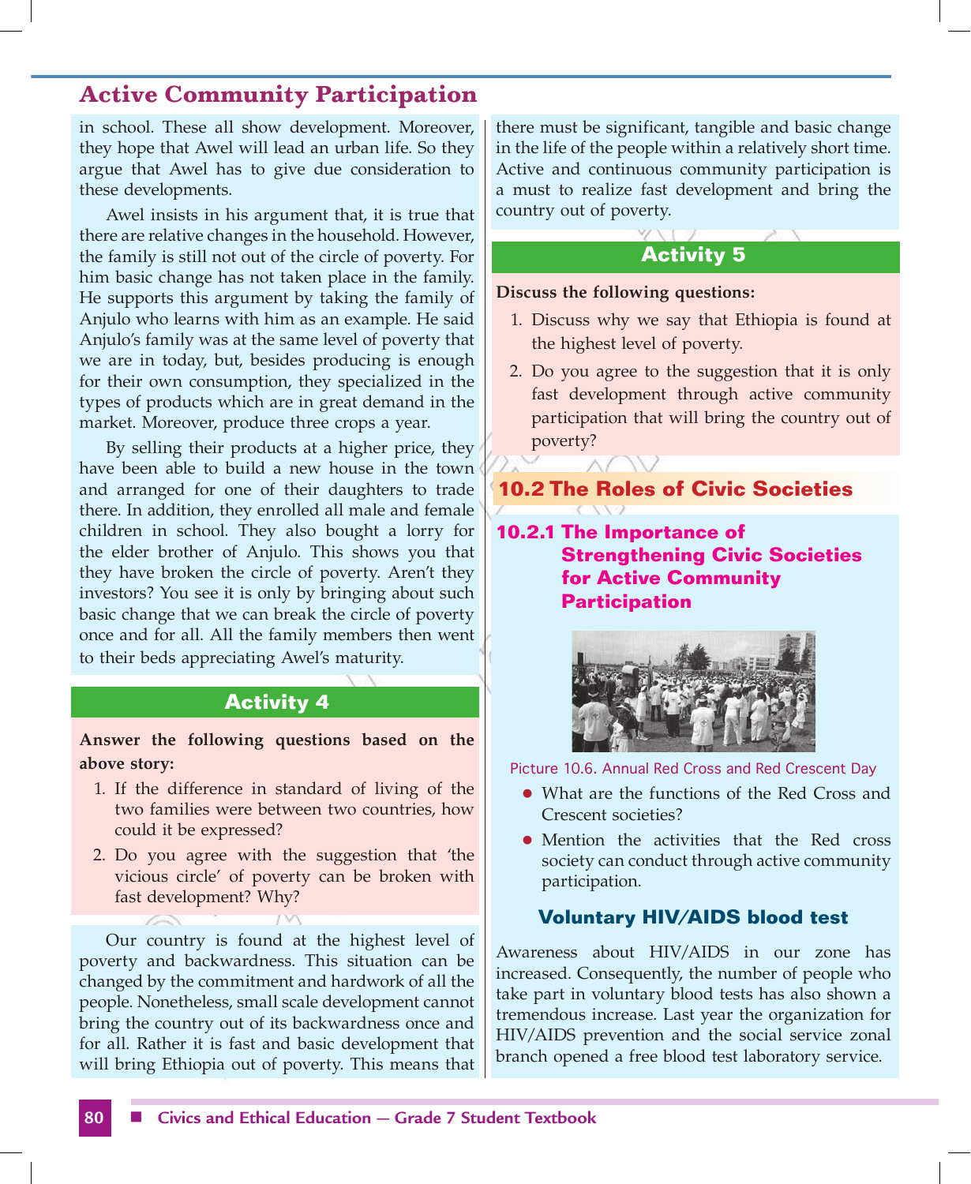in school. These all show development. Moreover, they hope that Awel will lead an urban life. So they argue that Awel has to give due consideration to these developments.

Awel insists in his argument that, it is true that there are relative changes in the household. However, the family is still not out of the circle of poverty. For him basic change has not taken place in the family. He supports this argument by taking the family of Anjulo who learns with him as an example. He said Anjulo's family was at the same level of poverty that we are in today, but, besides producing is enough for their own consumption, they specialized in the types of products which are in great demand in the market. Moreover, produce three crops a year.

By selling their products at a higher price, they have been able to build a new house in the town and arranged for one of their daughters to trade there. In addition, they enrolled all male and female children in school. They also bought a lorry for the elder brother of Anjulo. This shows you that they have broken the circle of poverty. Aren't they investors? You see it is only by bringing about such basic change that we can break the circle of poverty once and for all. All the family members then went to their beds appreciating Awel's maturity.

### Activity 4

**Answer the following questions based on the above story:**

1. If the difference in standard of living of the two families were between two countries, how could it be expressed?
2. Do you agree with the suggestion that 'the vicious circle' of poverty can be broken with fast development? Why?

Our country is found at the highest level of poverty and backwardness. This situation can be changed by the commitment and hardwork of all the people. Nonetheless, small scale development cannot bring the country out of its backwardness once and for all. Rather it is fast and basic development that will bring Ethiopia out of poverty. This means that there must be significant, tangible and basic change in the life of the people within a relatively short time. Active and continuous community participation is a must to realize fast development and bring the country out of poverty.

### Activity 5

**Discuss the following questions:**

1. Discuss why we say that Ethiopia is found at the highest level of poverty.
2. Do you agree to the suggestion that it is only fast development through active community participation that will bring the country out of poverty?

## 10.2 The Roles of Civic Societies

### 10.2.1 The Importance of Strengthening Civic Societies for Active Community Participation

Picture 10.6. Annual Red Cross and Red Crescent Day

- What are the functions of the Red Cross and Crescent societies?
- Mention the activities that the Red cross society can conduct through active community participation.

#### Voluntary HIV/AIDS blood test

Awareness about HIV/AIDS in our zone has increased. Consequently, the number of people who take part in voluntary blood tests has also shown a tremendous increase. Last year the organization for HIV/AIDS prevention and the social service zonal branch opened a free blood test laboratory service.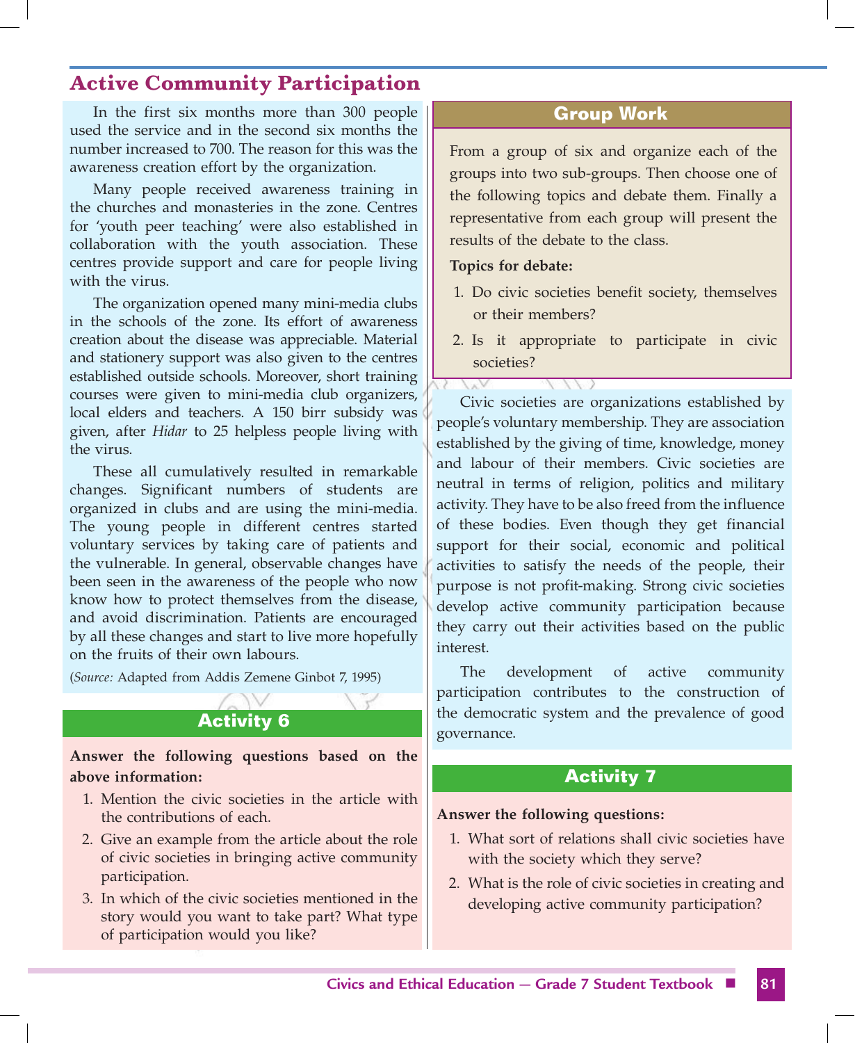## Active Community Participation

In the first six months more than 300 people used the service and in the second six months the number increased to 700. The reason for this was the awareness creation effort by the organization.

Many people received awareness training in the churches and monasteries in the zone. Centres for 'youth peer teaching' were also established in collaboration with the youth association. These centres provide support and care for people living with the virus.

The organization opened many mini-media clubs in the schools of the zone. Its effort of awareness creation about the disease was appreciable. Material and stationery support was also given to the centres established outside schools. Moreover, short training courses were given to mini-media club organizers, local elders and teachers. A 150 birr subsidy was given, after *Hidar* to 25 helpless people living with the virus.

These all cumulatively resulted in remarkable changes. Significant numbers of students are organized in clubs and are using the mini-media. The young people in different centres started voluntary services by taking care of patients and the vulnerable. In general, observable changes have been seen in the awareness of the people who now know how to protect themselves from the disease, and avoid discrimination. Patients are encouraged by all these changes and start to live more hopefully on the fruits of their own labours.

(*Source:* Adapted from Addis Zemene Ginbot 7, 1995)

### Activity 6

**Answer the following questions based on the above information:**

1. Mention the civic societies in the article with the contributions of each.
2. Give an example from the article about the role of civic societies in bringing active community participation.
3. In which of the civic societies mentioned in the story would you want to take part? What type of participation would you like?

### Group Work

From a group of six and organize each of the groups into two sub-groups. Then choose one of the following topics and debate them. Finally a representative from each group will present the results of the debate to the class.

**Topics for debate:**

1. Do civic societies benefit society, themselves or their members?
2. Is it appropriate to participate in civic societies?

Civic societies are organizations established by people's voluntary membership. They are association established by the giving of time, knowledge, money and labour of their members. Civic societies are neutral in terms of religion, politics and military activity. They have to be also freed from the influence of these bodies. Even though they get financial support for their social, economic and political activities to satisfy the needs of the people, their purpose is not profit-making. Strong civic societies develop active community participation because they carry out their activities based on the public interest.

The development of active community participation contributes to the construction of the democratic system and the prevalence of good governance.

### Activity 7

**Answer the following questions:**

1. What sort of relations shall civic societies have with the society which they serve?
2. What is the role of civic societies in creating and developing active community participation?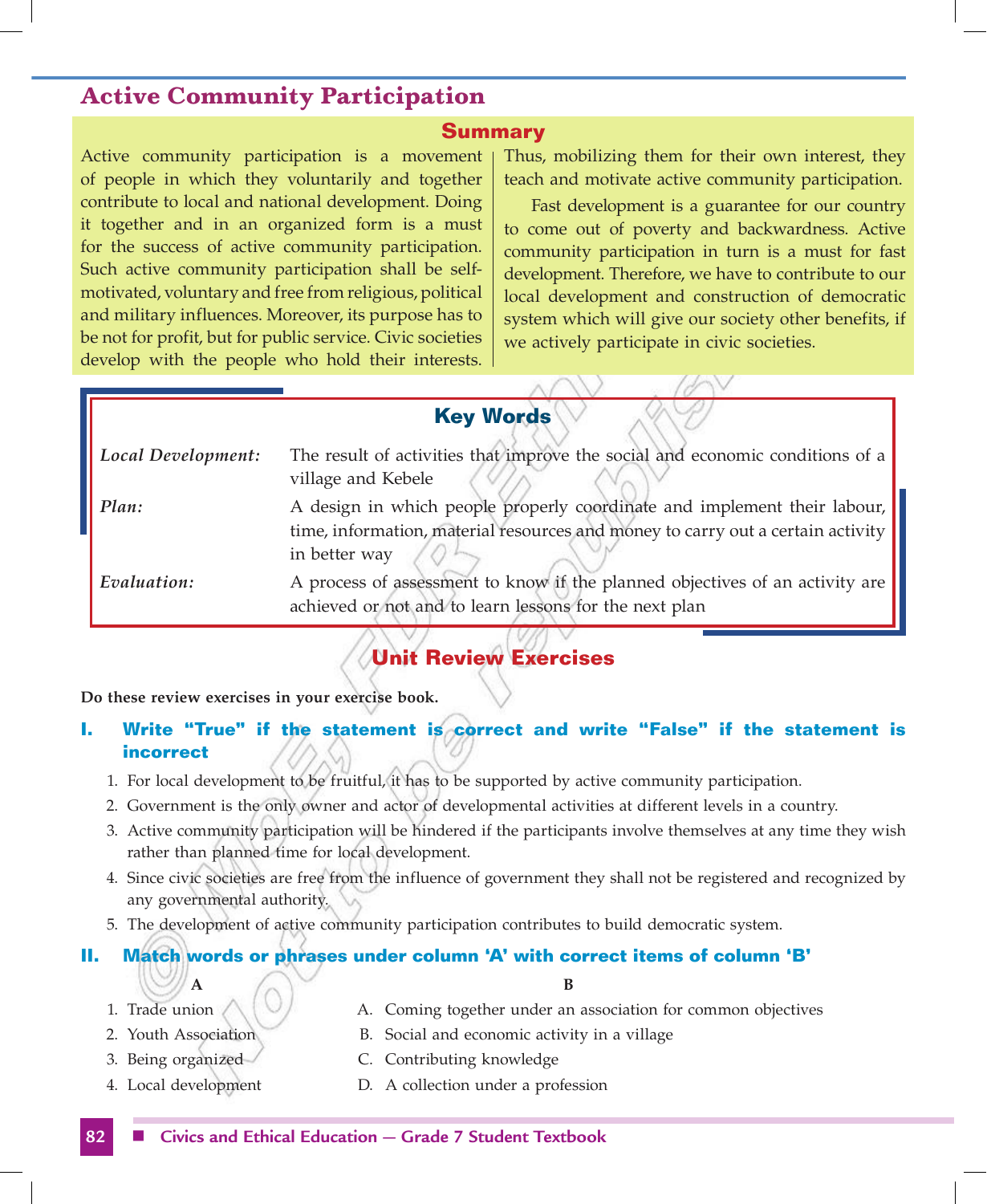## Active Community Participation

### Summary

Active community participation is a movement of people in which they voluntarily and together contribute to local and national development. Doing it together and in an organized form is a must for the success of active community participation. Such active community participation shall be self-motivated, voluntary and free from religious, political and military influences. Moreover, its purpose has to be not for profit, but for public service. Civic societies develop with the people who hold their interests. Thus, mobilizing them for their own interest, they teach and motivate active community participation.

Fast development is a guarantee for our country to come out of poverty and backwardness. Active community participation in turn is a must for fast development. Therefore, we have to contribute to our local development and construction of democratic system which will give our society other benefits, if we actively participate in civic societies.

### Key Words

| | |
|---|---|
| *Local Development:* | The result of activities that improve the social and economic conditions of a village and Kebele |
| *Plan:* | A design in which people properly coordinate and implement their labour, time, information, material resources and money to carry out a certain activity in better way |
| *Evaluation:* | A process of assessment to know if the planned objectives of an activity are achieved or not and to learn lessons for the next plan |

## Unit Review Exercises

**Do these review exercises in your exercise book.**

### I. Write "True" if the statement is correct and write "False" if the statement is incorrect

1. For local development to be fruitful, it has to be supported by active community participation.
2. Government is the only owner and actor of developmental activities at different levels in a country.
3. Active community participation will be hindered if the participants involve themselves at any time they wish rather than planned time for local development.
4. Since civic societies are free from the influence of government they shall not be registered and recognized by any governmental authority.
5. The development of active community participation contributes to build democratic system.

### II. Match words or phrases under column 'A' with correct items of column 'B'

| A | B |
|---|---|
| 1. Trade union | A. Coming together under an association for common objectives |
| 2. Youth Association | B. Social and economic activity in a village |
| 3. Being organized | C. Contributing knowledge |
| 4. Local development | D. A collection under a profession |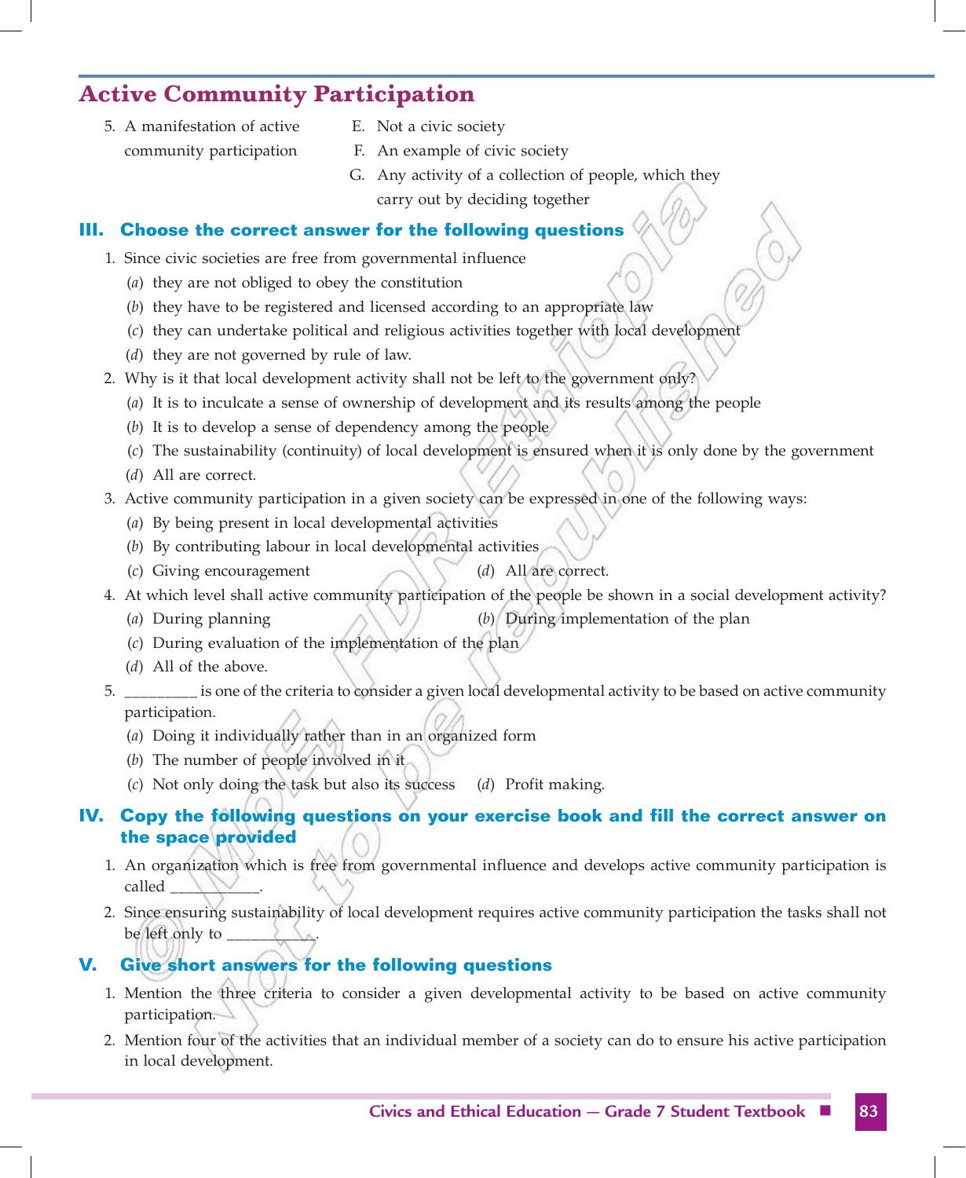## Active Community Participation

5. A manifestation of active community participation

E. Not a civic society

F. An example of civic society

G. Any activity of a collection of people, which they carry out by deciding together

### III. Choose the correct answer for the following questions

1. Since civic societies are free from governmental influence
   - (*a*) they are not obliged to obey the constitution
   - (*b*) they have to be registered and licensed according to an appropriate law
   - (*c*) they can undertake political and religious activities together with local development
   - (*d*) they are not governed by rule of law.
2. Why is it that local development activity shall not be left to the government only?
   - (*a*) It is to inculcate a sense of ownership of development and its results among the people
   - (*b*) It is to develop a sense of dependency among the people
   - (*c*) The sustainability (continuity) of local development is ensured when it is only done by the government
   - (*d*) All are correct.
3. Active community participation in a given society can be expressed in one of the following ways:
   - (*a*) By being present in local developmental activities
   - (*b*) By contributing labour in local developmental activities
   - (*c*) Giving encouragement
   - (*d*) All are correct.
4. At which level shall active community participation of the people be shown in a social development activity?
   - (*a*) During planning
   - (*b*) During implementation of the plan
   - (*c*) During evaluation of the implementation of the plan
   - (*d*) All of the above.
5. _________ is one of the criteria to consider a given local developmental activity to be based on active community participation.
   - (*a*) Doing it individually rather than in an organized form
   - (*b*) The number of people involved in it
   - (*c*) Not only doing the task but also its success
   - (*d*) Profit making.

### IV. Copy the following questions on your exercise book and fill the correct answer on the space provided

1. An organization which is free from governmental influence and develops active community participation is called ___________.
2. Since ensuring sustainability of local development requires active community participation the tasks shall not be left only to ___________.

### V. Give short answers for the following questions

1. Mention the three criteria to consider a given developmental activity to be based on active community participation.
2. Mention four of the activities that an individual member of a society can do to ensure his active participation in local development.